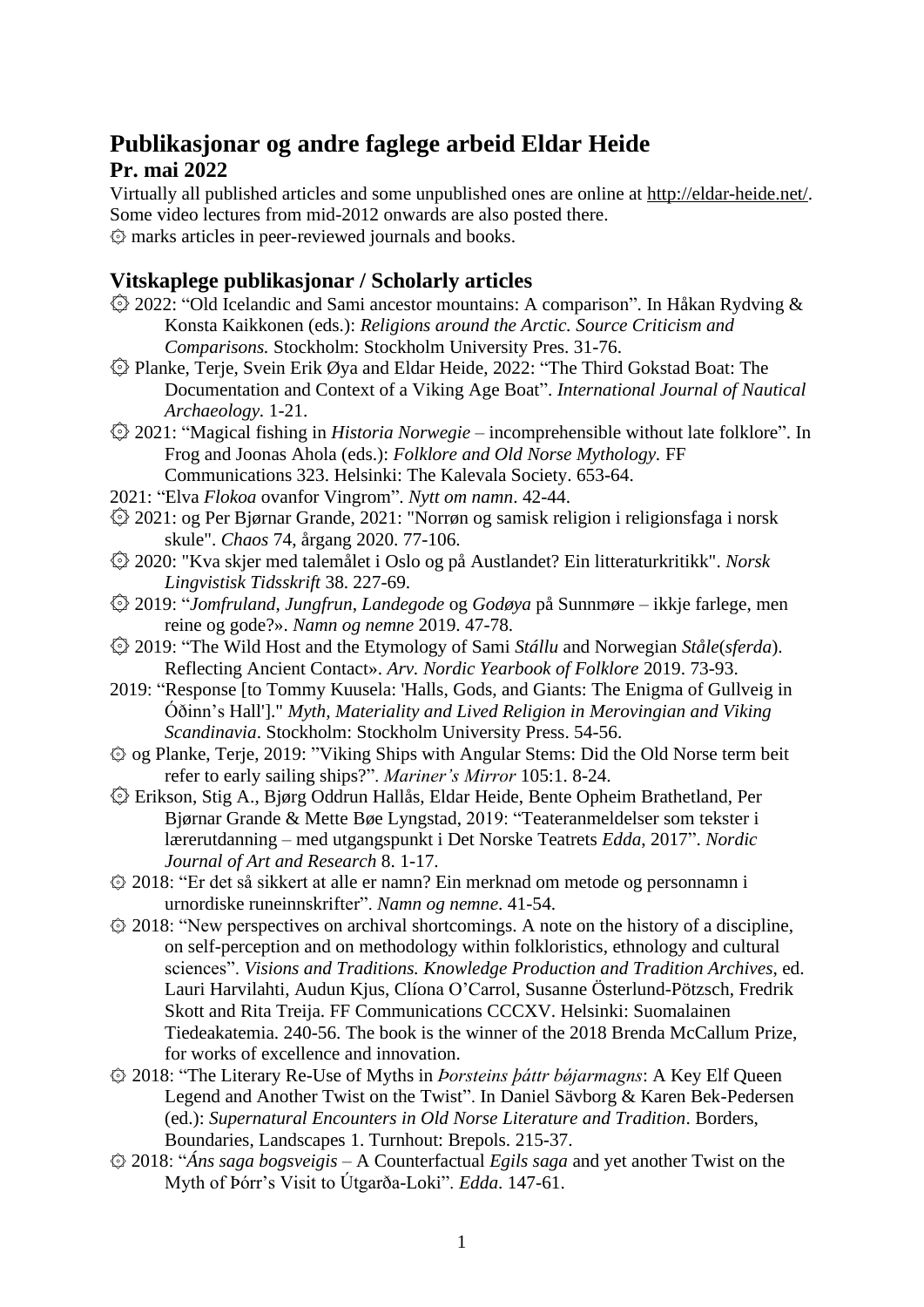# Publikasjonar og andre faglege arbeid Eldar Heide

## Pr. mai 2022

Virtually all published articles and some unpublished ones are online at http://eldar-heide.net/. Some video lectures from mid-2012 onwards are also posted there.

۞ marks articles in peer-reviewed journals and books.

## Vitskaplege publikasjonar / Scholarly articles

۞ 2022: "Old Icelandic and Sami ancestor mountains: A comparison". In Håkan Rydving & Konsta Kaikkonen (eds.): *Religions around the Arctic. Source Criticism and Comparisons.* Stockholm: Stockholm University Pres. 31-76.

۞ Planke, Terje, Svein Erik Øya and Eldar Heide, 2022: "The Third Gokstad Boat: The Documentation and Context of a Viking Age Boat". *International Journal of Nautical Archaeology.* 1-21.

۞ 2021: "Magical fishing in *Historia Norwegie* – incomprehensible without late folklore". In Frog and Joonas Ahola (eds.): *Folklore and Old Norse Mythology.* FF Communications 323. Helsinki: The Kalevala Society. 653-64.

2021: "Elva *Flokoa* ovanfor Vingrom". *Nytt om namn*. 42-44.

۞ 2021: og Per Bjørnar Grande, 2021: "Norrøn og samisk religion i religionsfaga i norsk skule". *Chaos* 74, årgang 2020. 77-106.

۞ 2020: "Kva skjer med talemålet i Oslo og på Austlandet? Ein litteraturkritikk". *Norsk Lingvistisk Tidsskrift* 38. 227-69.

۞ 2019: "*Jomfruland*, *Jungfrun*, *Landegode* og *Godøya* på Sunnmøre – ikkje farlege, men reine og gode?». *Namn og nemne* 2019. 47-78.

۞ 2019: "The Wild Host and the Etymology of Sami *Stállu* and Norwegian *Ståle*(*sferda*). Reflecting Ancient Contact». *Arv. Nordic Yearbook of Folklore* 2019. 73-93.

2019: "Response [to Tommy Kuusela: 'Halls, Gods, and Giants: The Enigma of Gullveig in Óðinn's Hall']." *Myth, Materiality and Lived Religion in Merovingian and Viking Scandinavia*. Stockholm: Stockholm University Press. 54-56.

۞ og Planke, Terje, 2019: "Viking Ships with Angular Stems: Did the Old Norse term beit refer to early sailing ships?". *Mariner's Mirror* 105:1. 8-24.

۞ Erikson, Stig A., Bjørg Oddrun Hallås, Eldar Heide, Bente Opheim Brathetland, Per Bjørnar Grande & Mette Bøe Lyngstad, 2019: "Teateranmeldelser som tekster i lærerutdanning – med utgangspunkt i Det Norske Teatrets *Edda*, 2017". *Nordic Journal of Art and Research* 8. 1-17.

۞ 2018: "Er det så sikkert at alle er namn? Ein merknad om metode og personnamn i urnordiske runeinnskrifter". *Namn og nemne*. 41-54.

۞ 2018: "New perspectives on archival shortcomings. A note on the history of a discipline, on self-perception and on methodology within folkloristics, ethnology and cultural sciences". *Visions and Traditions. Knowledge Production and Tradition Archives*, ed. Lauri Harvilahti, Audun Kjus, Clíona O'Carrol, Susanne Österlund-Pötzsch, Fredrik Skott and Rita Treija. FF Communications CCCXV. Helsinki: Suomalainen Tiedeakatemia. 240-56. The book is the winner of the 2018 Brenda McCallum Prize, for works of excellence and innovation.

۞ 2018: "The Literary Re-Use of Myths in *Þorsteins þáttr bǿjarmagns*: A Key Elf Queen Legend and Another Twist on the Twist". In Daniel Sävborg & Karen Bek-Pedersen (ed.): *Supernatural Encounters in Old Norse Literature and Tradition*. Borders, Boundaries, Landscapes 1. Turnhout: Brepols. 215-37.

۞ 2018: "*Áns saga bogsveigis* – A Counterfactual *Egils saga* and yet another Twist on the Myth of Þórr's Visit to Útgarða-Loki". *Edda*. 147-61.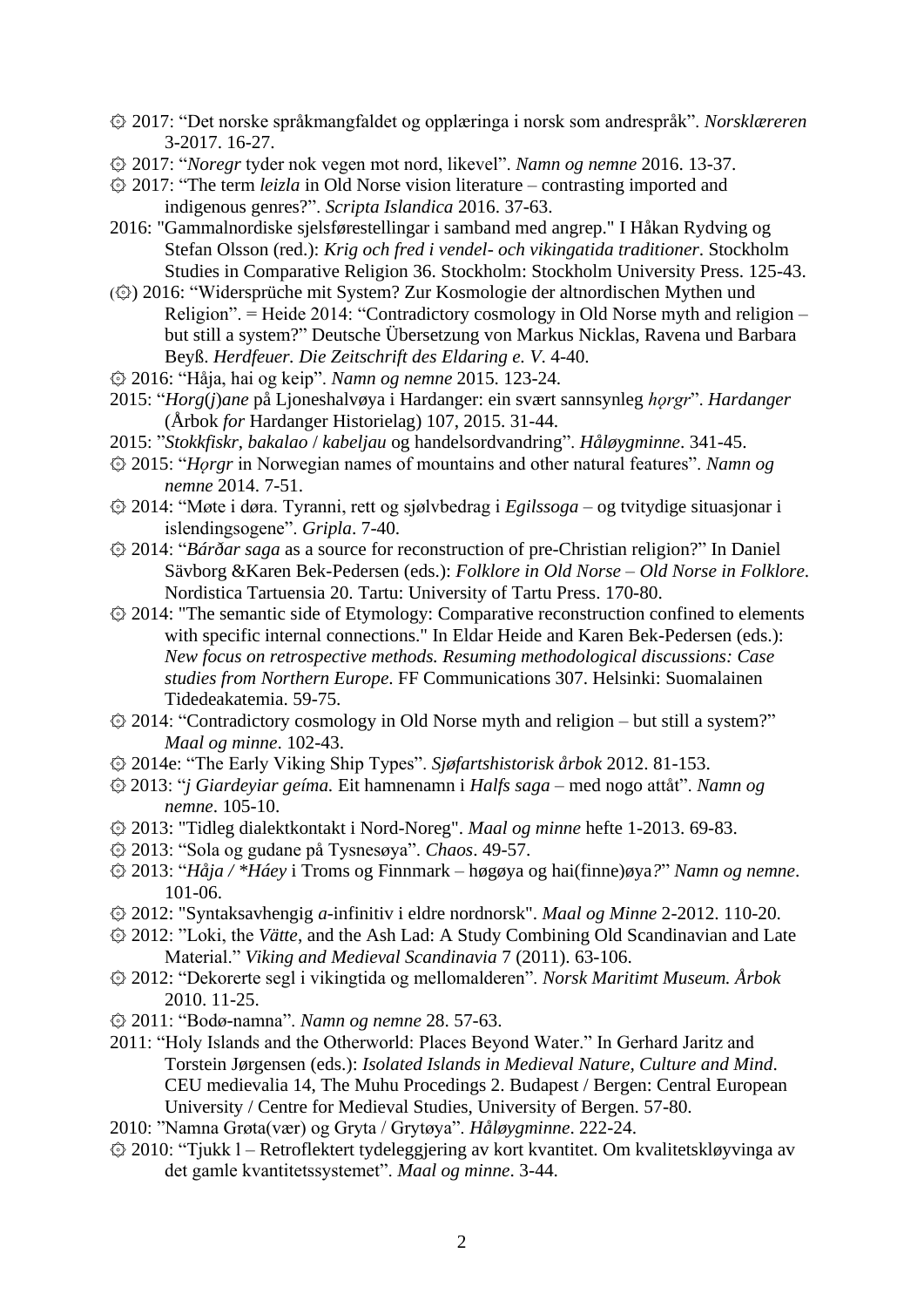۞ 2017: "Det norske språkmangfaldet og opplæringa i norsk som andrespråk". *Norsklæreren* 3-2017. 16-27.

۞ 2017: "*Noregr* tyder nok vegen mot nord, likevel". *Namn og nemne* 2016. 13-37.

۞ 2017: "The term *leizla* in Old Norse vision literature – contrasting imported and indigenous genres?". *Scripta Islandica* 2016. 37-63.

2016: "Gammalnordiske sjelsførestellingar i samband med angrep." I Håkan Rydving og Stefan Olsson (red.): *Krig och fred i vendel- och vikingatida traditioner*. Stockholm Studies in Comparative Religion 36. Stockholm: Stockholm University Press. 125-43.

(۞) 2016: "Widersprüche mit System? Zur Kosmologie der altnordischen Mythen und Religion". = Heide 2014: "Contradictory cosmology in Old Norse myth and religion – but still a system?" Deutsche Übersetzung von Markus Nicklas, Ravena und Barbara Beyß. *Herdfeuer. Die Zeitschrift des Eldaring e. V*. 4-40.

۞ 2016: "Håja, hai og keip". *Namn og nemne* 2015. 123-24.

2015: "*Horg*(*j*)*ane* på Ljoneshalvøya i Hardanger: ein svært sannsynleg *hǫrgr*". *Hardanger* (Årbok *for* Hardanger Historielag) 107, 2015. 31-44.

2015: "*Stokkfiskr*, *bakalao* / *kabeljau* og handelsordvandring". *Håløygminne*. 341-45.

۞ 2015: "*Hǫrgr* in Norwegian names of mountains and other natural features". *Namn og nemne* 2014. 7-51.

۞ 2014: "Møte i døra. Tyranni, rett og sjølvbedrag i *Egilssoga* – og tvitydige situasjonar i islendingsogene". *Gripla*. 7-40.

۞ 2014: "*Bárðar saga* as a source for reconstruction of pre-Christian religion?" In Daniel Sävborg &Karen Bek-Pedersen (eds.): *Folklore in Old Norse – Old Norse in Folklore*. Nordistica Tartuensia 20. Tartu: University of Tartu Press. 170-80.

۞ 2014: "The semantic side of Etymology: Comparative reconstruction confined to elements with specific internal connections." In Eldar Heide and Karen Bek-Pedersen (eds.): *New focus on retrospective methods. Resuming methodological discussions: Case studies from Northern Europe*. FF Communications 307. Helsinki: Suomalainen Tiedeakatemia. 59-75.

۞ 2014: "Contradictory cosmology in Old Norse myth and religion – but still a system?" *Maal og minne*. 102-43.

۞ 2014e: "The Early Viking Ship Types". *Sjøfartshistorisk årbok* 2012. 81-153.

۞ 2013: "*j Giardeyiar geíma.* Eit hamnenamn i *Halfs saga* – med nogo attåt". *Namn og nemne*. 105-10.

۞ 2013: "Tidleg dialektkontakt i Nord-Noreg". *Maal og minne* hefte 1-2013. 69-83.

۞ 2013: "Sola og gudane på Tysnesøya". *Chaos*. 49-57.

۞ 2013: "*Håja / \*Háey* i Troms og Finnmark – høgøya og hai(finne)øya*?*" *Namn og nemne*. 101-06.

۞ 2012: "Syntaksavhengig *a*-infinitiv i eldre nordnorsk". *Maal og Minne* 2-2012. 110-20.

۞ 2012: "Loki, the *Vätte*, and the Ash Lad: A Study Combining Old Scandinavian and Late Material." *Viking and Medieval Scandinavia* 7 (2011). 63-106.

۞ 2012: "Dekorerte segl i vikingtida og mellomalderen". *Norsk Maritimt Museum. Årbok* 2010. 11-25.

۞ 2011: "Bodø-namna". *Namn og nemne* 28. 57-63.

2011: "Holy Islands and the Otherworld: Places Beyond Water." In Gerhard Jaritz and Torstein Jørgensen (eds.): *Isolated Islands in Medieval Nature, Culture and Mind*. CEU medievalia 14, The Muhu Procedings 2. Budapest / Bergen: Central European University / Centre for Medieval Studies, University of Bergen. 57-80.

2010: "Namna Grøta(vær) og Gryta / Grytøya". *Håløygminne*. 222-24.

۞ 2010: "Tjukk l – Retroflektert tydeleggjering av kort kvantitet. Om kvalitetskløyvinga av det gamle kvantitetssystemet". *Maal og minne*. 3-44.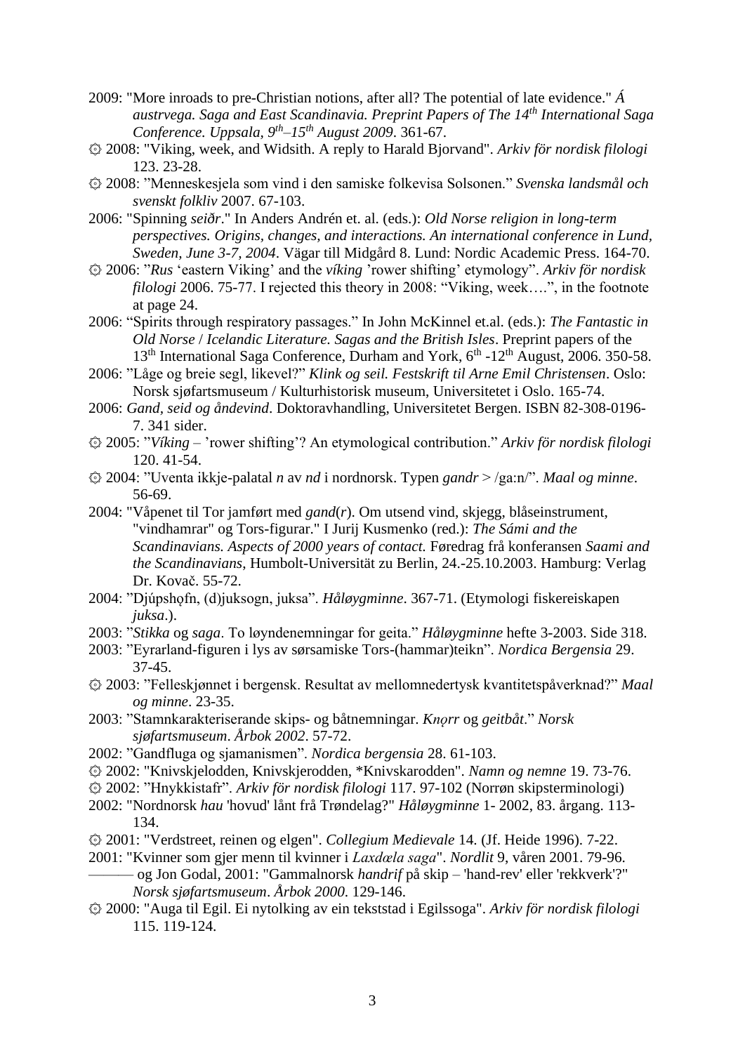2009: "More inroads to pre-Christian notions, after all? The potential of late evidence." *Á austrvega. Saga and East Scandinavia. Preprint Papers of The 14th International Saga Conference. Uppsala, 9th–15th August 2009*. 361-67.

۞ 2008: "Viking, week, and Widsith. A reply to Harald Bjorvand". *Arkiv för nordisk filologi* 123. 23-28.

۞ 2008: "Menneskesjela som vind i den samiske folkevisa Solsonen." *Svenska landsmål och svenskt folkliv* 2007. 67-103.

2006: "Spinning *seiðr*." In Anders Andrén et. al. (eds.): *Old Norse religion in long-term perspectives. Origins, changes, and interactions. An international conference in Lund, Sweden, June 3-7, 2004*. Vägar till Midgård 8. Lund: Nordic Academic Press. 164-70.

۞ 2006: "*Rus* 'eastern Viking' and the *víking* 'rower shifting' etymology". *Arkiv för nordisk filologi* 2006. 75-77. I rejected this theory in 2008: "Viking, week….", in the footnote at page 24.

2006: "Spirits through respiratory passages." In John McKinnel et.al. (eds.): *The Fantastic in Old Norse / Icelandic Literature. Sagas and the British Isles*. Preprint papers of the 13th International Saga Conference, Durham and York, 6th -12th August, 2006. 350-58.

2006: "Låge og breie segl, likevel?" *Klink og seil. Festskrift til Arne Emil Christensen*. Oslo: Norsk sjøfartsmuseum / Kulturhistorisk museum, Universitetet i Oslo. 165-74.

2006: *Gand, seid og åndevind*. Doktoravhandling, Universitetet Bergen. ISBN 82-308-0196-7. 341 sider.

۞ 2005: "*Víking* – 'rower shifting'? An etymological contribution." *Arkiv för nordisk filologi* 120. 41-54.

۞ 2004: "Uventa ikkje-palatal *n* av *nd* i nordnorsk. Typen *gandr* > /ga:n/". *Maal og minne*. 56-69.

2004: "Våpenet til Tor jamført med *gand*(*r*). Om utsend vind, skjegg, blåseinstrument, "vindhamrar" og Tors-figurar." I Jurij Kusmenko (red.): *The Sámi and the Scandinavians. Aspects of 2000 years of contact.* Føredrag frå konferansen *Saami and the Scandinavians*, Humbolt-Universität zu Berlin, 24.-25.10.2003. Hamburg: Verlag Dr. Kovač. 55-72.

2004: "Djúpshǫfn, (d)juksogn, juksa". *Håløygminne*. 367-71. (Etymologi fiskereiskapen *juksa*.).

2003: "*Stikka* og *saga*. To løyndenemningar for geita." *Håløygminne* hefte 3-2003. Side 318.

2003: "Eyrarland-figuren i lys av sørsamiske Tors-(hammar)teikn". *Nordica Bergensia* 29. 37-45.

۞ 2003: "Felleskjønnet i bergensk. Resultat av mellomnedertysk kvantitetspåverknad?" *Maal og minne*. 23-35.

2003: "Stamnkarakteriserande skips- og båtnemningar. *Knǫrr* og *geitbåt*." *Norsk sjøfartsmuseum*. *Årbok 2002*. 57-72.

2002: "Gandfluga og sjamanismen". *Nordica bergensia* 28. 61-103.

۞ 2002: "Knivskjelodden, Knivskjerodden, *Knivskarodden". *Namn og nemne* 19. 73-76.

۞ 2002: "Hnykkistafr". *Arkiv för nordisk filologi* 117. 97-102 (Norrøn skipsterminologi)

2002: "Nordnorsk *hau* 'hovud' lånt frå Trøndelag?" *Håløygminne* 1- 2002, 83. årgang. 113-134.

۞ 2001: "Verdstreet, reinen og elgen". *Collegium Medievale* 14. (Jf. Heide 1996). 7-22.

2001: "Kvinner som gjer menn til kvinner i *Laxdæla saga*". *Nordlit* 9, våren 2001. 79-96.

——— og Jon Godal, 2001: "Gammalnorsk *handrif* på skip – 'hand-rev' eller 'rekkverk'?" *Norsk sjøfartsmuseum*. *Årbok 2000*. 129-146.

۞ 2000: "Auga til Egil. Ei nytolking av ein tekststad i Egilssoga". *Arkiv för nordisk filologi* 115. 119-124.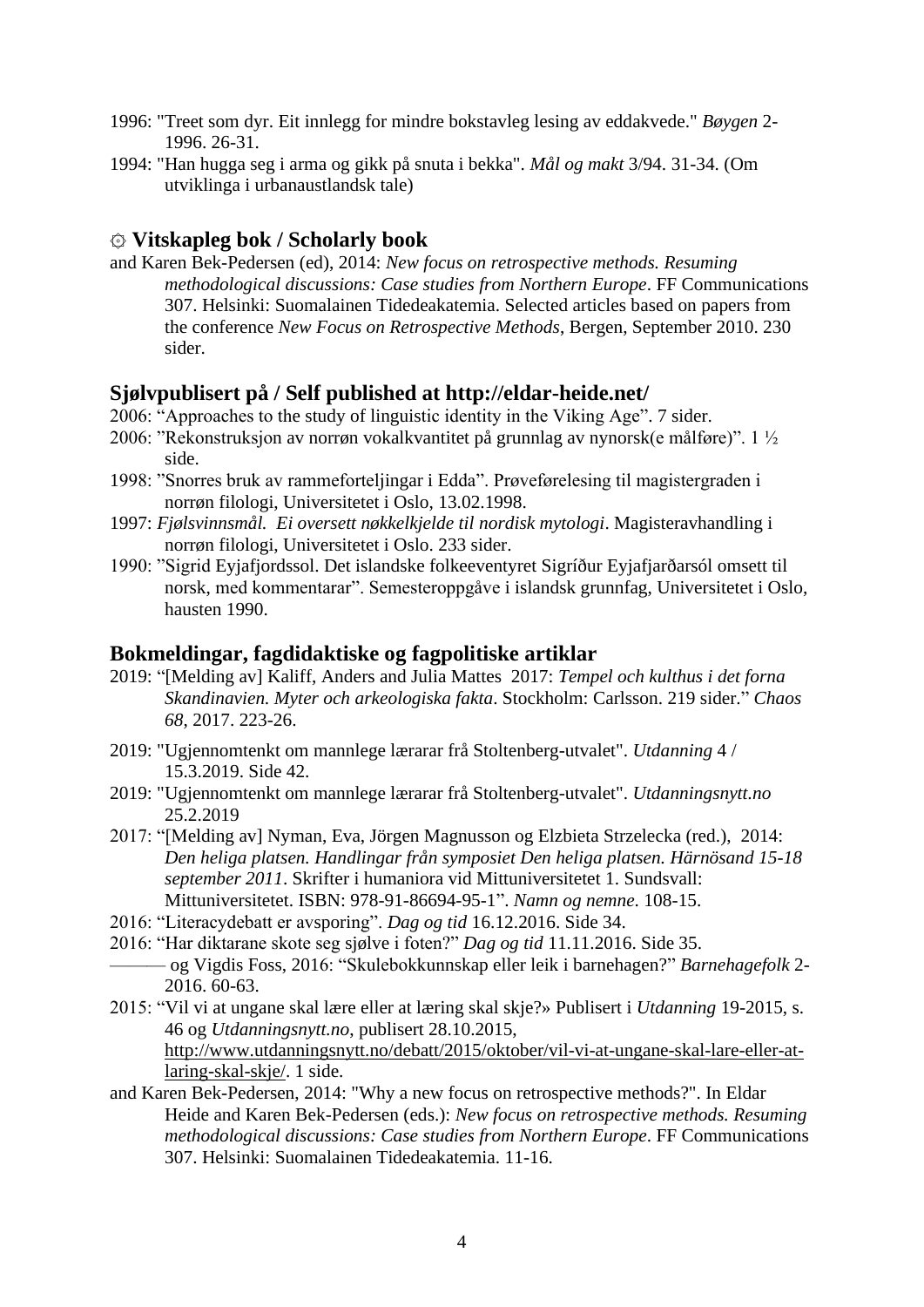1996: "Treet som dyr. Eit innlegg for mindre bokstavleg lesing av eddakvede." *Bøygen* 2-1996. 26-31.

1994: "Han hugga seg i arma og gikk på snuta i bekka". *Mål og makt* 3/94. 31-34. (Om utviklinga i urbanaustlandsk tale)

## ۞ Vitskapleg bok / Scholarly book

and Karen Bek-Pedersen (ed), 2014: *New focus on retrospective methods. Resuming methodological discussions: Case studies from Northern Europe*. FF Communications 307. Helsinki: Suomalainen Tidedeakatemia. Selected articles based on papers from the conference *New Focus on Retrospective Methods*, Bergen, September 2010. 230 sider.

## Sjølvpublisert på / Self published at http://eldar-heide.net/

2006: "Approaches to the study of linguistic identity in the Viking Age". 7 sider.

2006: "Rekonstruksjon av norrøn vokalkvantitet på grunnlag av nynorsk(e målføre)". 1 ½ side.

1998: "Snorres bruk av rammeforteljingar i Edda". Prøveførelesing til magistergraden i norrøn filologi, Universitetet i Oslo, 13.02.1998.

1997: *Fjølsvinnsmål. Ei oversett nøkkelkjelde til nordisk mytologi*. Magisteravhandling i norrøn filologi, Universitetet i Oslo. 233 sider.

1990: "Sigrid Eyjafjordssol. Det islandske folkeeventyret Sigríður Eyjafjarðarsól omsett til norsk, med kommentarar". Semesteroppgåve i islandsk grunnfag, Universitetet i Oslo, hausten 1990.

## Bokmeldingar, fagdidaktiske og fagpolitiske artiklar

2019: "[Melding av] Kaliff, Anders and Julia Mattes 2017: *Tempel och kulthus i det forna Skandinavien. Myter och arkeologiska fakta*. Stockholm: Carlsson. 219 sider." *Chaos 68*, 2017. 223-26.

2019: "Ugjennomtenkt om mannlege lærarar frå Stoltenberg-utvalet". *Utdanning* 4 / 15.3.2019. Side 42.

2019: "Ugjennomtenkt om mannlege lærarar frå Stoltenberg-utvalet". *Utdanningsnytt.no* 25.2.2019

2017: "[Melding av] Nyman, Eva, Jörgen Magnusson og Elzbieta Strzelecka (red.), 2014: *Den heliga platsen. Handlingar från symposiet Den heliga platsen. Härnösand 15-18 september 2011*. Skrifter i humaniora vid Mittuniversitetet 1. Sundsvall: Mittuniversitetet. ISBN: 978-91-86694-95-1". *Namn og nemne*. 108-15.

2016: "Literacydebatt er avsporing". *Dag og tid* 16.12.2016. Side 34.

2016: "Har diktarane skote seg sjølve i foten?" *Dag og tid* 11.11.2016. Side 35.

——— og Vigdis Foss, 2016: "Skulebokkunnskap eller leik i barnehagen?" *Barnehagefolk* 2-2016. 60-63.

2015: "Vil vi at ungane skal lære eller at læring skal skje?» Publisert i *Utdanning* 19-2015, s. 46 og *Utdanningsnytt.no*, publisert 28.10.2015, http://www.utdanningsnytt.no/debatt/2015/oktober/vil-vi-at-ungane-skal-lare-eller-at-laring-skal-skje/. 1 side.

and Karen Bek-Pedersen, 2014: "Why a new focus on retrospective methods?". In Eldar Heide and Karen Bek-Pedersen (eds.): *New focus on retrospective methods. Resuming methodological discussions: Case studies from Northern Europe*. FF Communications 307. Helsinki: Suomalainen Tidedeakatemia. 11-16.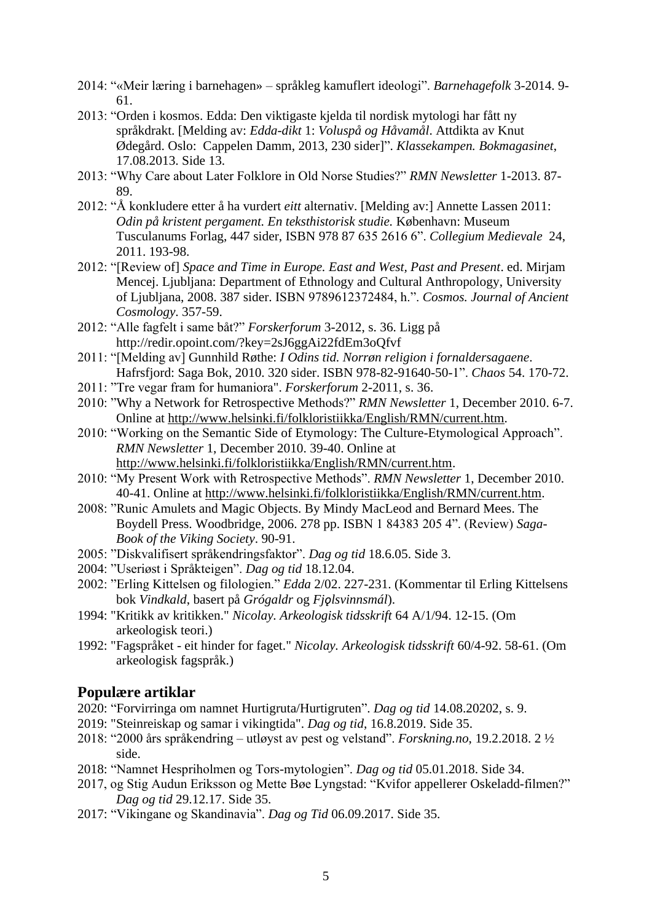2014: "«Meir læring i barnehagen» – språkleg kamuflert ideologi". *Barnehagefolk* 3-2014. 9-61.

2013: "Orden i kosmos. Edda: Den viktigaste kjelda til nordisk mytologi har fått ny språkdrakt. [Melding av: *Edda-dikt* 1: *Voluspå og Håvamål*. Attdikta av Knut Ødegård. Oslo: Cappelen Damm, 2013, 230 sider]". *Klassekampen. Bokmagasinet*, 17.08.2013. Side 13.

2013: "Why Care about Later Folklore in Old Norse Studies?" *RMN Newsletter* 1-2013. 87-89.

2012: "Å konkludere etter å ha vurdert *eitt* alternativ. [Melding av:] Annette Lassen 2011: *Odin på kristent pergament. En teksthistorisk studie.* København: Museum Tusculanums Forlag, 447 sider, ISBN 978 87 635 2616 6". *Collegium Medievale* 24, 2011. 193-98.

2012: "[Review of] *Space and Time in Europe. East and West, Past and Present*. ed. Mirjam Mencej. Ljubljana: Department of Ethnology and Cultural Anthropology, University of Ljubljana, 2008. 387 sider. ISBN 9789612372484, h.". *Cosmos. Journal of Ancient Cosmology*. 357-59.

2012: "Alle fagfelt i same båt?" *Forskerforum* 3-2012, s. 36. Ligg på http://redir.opoint.com/?key=2sJ6ggAi22fdEm3oQfvf

2011: "[Melding av] Gunnhild Røthe: *I Odins tid. Norrøn religion i fornaldersagaene*. Hafrsfjord: Saga Bok, 2010. 320 sider. ISBN 978-82-91640-50-1". *Chaos* 54. 170-72.

2011: "Tre vegar fram for humaniora". *Forskerforum* 2-2011, s. 36.

2010: "Why a Network for Retrospective Methods?" *RMN Newsletter* 1, December 2010. 6-7. Online at http://www.helsinki.fi/folkloristiikka/English/RMN/current.htm.

2010: "Working on the Semantic Side of Etymology: The Culture-Etymological Approach". *RMN Newsletter* 1, December 2010. 39-40. Online at http://www.helsinki.fi/folkloristiikka/English/RMN/current.htm.

2010: "My Present Work with Retrospective Methods". *RMN Newsletter* 1, December 2010. 40-41. Online at http://www.helsinki.fi/folkloristiikka/English/RMN/current.htm.

2008: "Runic Amulets and Magic Objects. By Mindy MacLeod and Bernard Mees. The Boydell Press. Woodbridge, 2006. 278 pp. ISBN 1 84383 205 4". (Review) *Saga-Book of the Viking Society*. 90-91.

2005: "Diskvalifisert språkendringsfaktor". *Dag og tid* 18.6.05. Side 3.

2004: "Useriøst i Språkteigen". *Dag og tid* 18.12.04.

2002: "Erling Kittelsen og filologien." *Edda* 2/02. 227-231. (Kommentar til Erling Kittelsens bok *Vindkald*, basert på *Grógaldr* og *Fjǫlsvinnsmál*).

1994: "Kritikk av kritikken." *Nicolay. Arkeologisk tidsskrift* 64 A/1/94. 12-15. (Om arkeologisk teori.)

1992: "Fagspråket - eit hinder for faget." *Nicolay. Arkeologisk tidsskrift* 60/4-92. 58-61. (Om arkeologisk fagspråk.)

## Populære artiklar

2020: "Forvirringa om namnet Hurtigruta/Hurtigruten". *Dag og tid* 14.08.20202, s. 9.

2019: "Steinreiskap og samar i vikingtida". *Dag og tid*, 16.8.2019. Side 35.

2018: "2000 års språkendring – utløyst av pest og velstand". *Forskning.no*, 19.2.2018. 2 ½ side.

2018: "Namnet Hespriholmen og Tors-mytologien". *Dag og tid* 05.01.2018. Side 34.

2017, og Stig Audun Eriksson og Mette Bøe Lyngstad: "Kvifor appellerer Oskeladd-filmen?" *Dag og tid* 29.12.17. Side 35.

2017: "Vikingane og Skandinavia". *Dag og Tid* 06.09.2017. Side 35.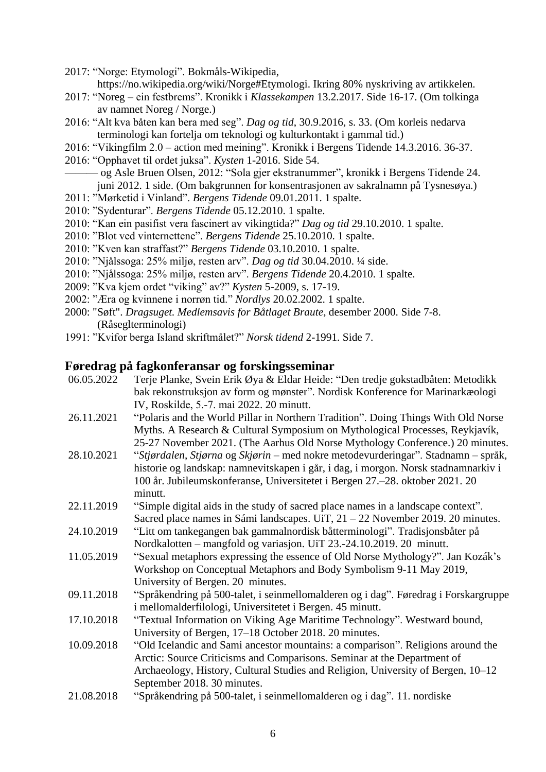2017: "Norge: Etymologi". Bokmåls-Wikipedia, https://no.wikipedia.org/wiki/Norge#Etymologi. Ikring 80% nyskriving av artikkelen.

2017: "Noreg – ein festbrems". Kronikk i *Klassekampen* 13.2.2017. Side 16-17. (Om tolkinga av namnet Noreg / Norge.)

2016: "Alt kva båten kan bera med seg". *Dag og tid*, 30.9.2016, s. 33. (Om korleis nedarva terminologi kan fortelja om teknologi og kulturkontakt i gammal tid.)

2016: "Vikingfilm 2.0 – action med meining". Kronikk i Bergens Tidende 14.3.2016. 36-37.

2016: "Opphavet til ordet juksa". *Kysten* 1-2016. Side 54.

——— og Asle Bruen Olsen, 2012: "Sola gjer ekstranummer", kronikk i Bergens Tidende 24. juni 2012. 1 side. (Om bakgrunnen for konsentrasjonen av sakralnamn på Tysnesøya.)

2011: "Mørketid i Vinland". *Bergens Tidende* 09.01.2011. 1 spalte.

2010: "Sydenturar". *Bergens Tidende* 05.12.2010. 1 spalte.

2010: "Kan ein pasifist vera fascinert av vikingtida?" *Dag og tid* 29.10.2010. 1 spalte.

2010: "Blot ved vinternettene". *Bergens Tidende* 25.10.2010. 1 spalte.

2010: "Kven kan straffast?" *Bergens Tidende* 03.10.2010. 1 spalte.

2010: "Njålssoga: 25% miljø, resten arv". *Dag og tid* 30.04.2010. ¼ side.

2010: "Njålssoga: 25% miljø, resten arv". *Bergens Tidende* 20.4.2010. 1 spalte.

2009: "Kva kjem ordet "viking" av?" *Kysten* 5-2009, s. 17-19.

2002: "Æra og kvinnene i norrøn tid." *Nordlys* 20.02.2002. 1 spalte.

2000: "Søft". *Dragsuget. Medlemsavis for Båtlaget Braute*, desember 2000. Side 7-8. (Råseglterminologi)

1991: "Kvifor berga Island skriftmålet?" *Norsk tidend* 2-1991. Side 7.

## Føredrag på fagkonferansar og forskingsseminar

06.05.2022 Terje Planke, Svein Erik Øya & Eldar Heide: "Den tredje gokstadbåten: Metodikk bak rekonstruksjon av form og mønster". Nordisk Konference for Marinarkæologi IV, Roskilde, 5.-7. mai 2022. 20 minutt.

26.11.2021 "Polaris and the World Pillar in Northern Tradition". Doing Things With Old Norse Myths. A Research & Cultural Symposium on Mythological Processes, Reykjavík, 25-27 November 2021. (The Aarhus Old Norse Mythology Conference.) 20 minutes.

28.10.2021 "*Stjørdalen*, *Stjørna* og *Skjørin* – med nokre metodevurderingar". Stadnamn – språk, historie og landskap: namnevitskapen i går, i dag, i morgon. Norsk stadnamnarkiv i 100 år. Jubileumskonferanse, Universitetet i Bergen 27.–28. oktober 2021. 20 minutt.

22.11.2019 "Simple digital aids in the study of sacred place names in a landscape context". Sacred place names in Sámi landscapes. UiT, 21 – 22 November 2019. 20 minutes.

24.10.2019 "Litt om tankegangen bak gammalnordisk båtterminologi". Tradisjonsbåter på Nordkalotten – mangfold og variasjon. UiT 23.-24.10.2019. 20 minutt.

11.05.2019 "Sexual metaphors expressing the essence of Old Norse Mythology?". Jan Kozák's Workshop on Conceptual Metaphors and Body Symbolism 9-11 May 2019, University of Bergen. 20 minutes.

09.11.2018 "Språkendring på 500-talet, i seinmellomalderen og i dag". Føredrag i Forskargruppe i mellomalderfilologi, Universitetet i Bergen. 45 minutt.

17.10.2018 "Textual Information on Viking Age Maritime Technology". Westward bound, University of Bergen, 17–18 October 2018. 20 minutes.

10.09.2018 "Old Icelandic and Sami ancestor mountains: a comparison". Religions around the Arctic: Source Criticisms and Comparisons. Seminar at the Department of Archaeology, History, Cultural Studies and Religion, University of Bergen, 10–12 September 2018. 30 minutes.

21.08.2018 "Språkendring på 500-talet, i seinmellomalderen og i dag". 11. nordiske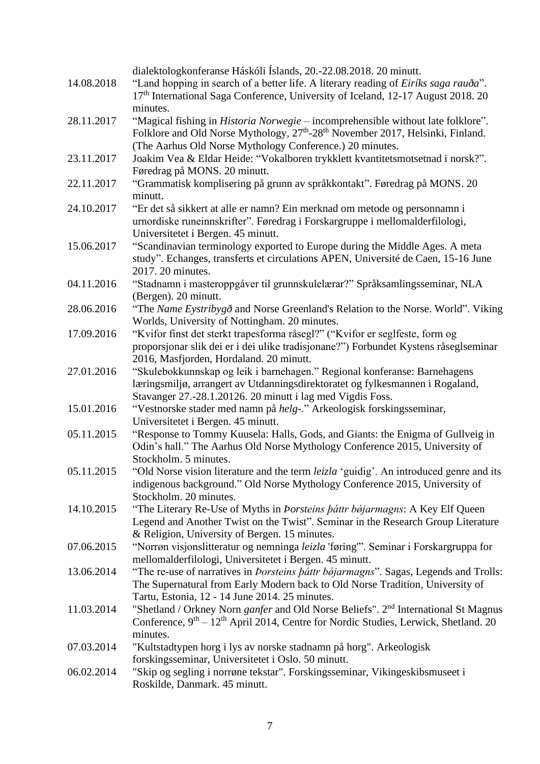dialektologkonferanse Háskóli Íslands, 20.-22.08.2018. 20 minutt.

| | |
|---|---|
| 14.08.2018 | "Land hopping in search of a better life. A literary reading of *Eiríks saga rauða*". 17th International Saga Conference, University of Iceland, 12-17 August 2018. 20 minutes. |
| 28.11.2017 | "Magical fishing in *Historia Norwegie* – incomprehensible without late folklore". Folklore and Old Norse Mythology, 27th-28th November 2017, Helsinki, Finland. (The Aarhus Old Norse Mythology Conference.) 20 minutes. |
| 23.11.2017 | Joakim Vea & Eldar Heide: "Vokalboren trykklett kvantitetsmotsetnad i norsk?". Føredrag på MONS. 20 minutt. |
| 22.11.2017 | "Grammatisk komplisering på grunn av språkkontakt". Føredrag på MONS. 20 minutt. |
| 24.10.2017 | "Er det så sikkert at alle er namn? Ein merknad om metode og personnamn i urnordiske runeinnskrifter". Føredrag i Forskargruppe i mellomalderfilologi, Universitetet i Bergen. 45 minutt. |
| 15.06.2017 | "Scandinavian terminology exported to Europe during the Middle Ages. A meta study". Echanges, transferts et circulations APEN, Université de Caen, 15-16 June 2017. 20 minutes. |
| 04.11.2016 | "Stadnamn i masteroppgåver til grunnskulelærar?" Språksamlingsseminar, NLA (Bergen). 20 minutt. |
| 28.06.2016 | "The *Name Eystribygð* and Norse Greenland's Relation to the Norse. World". Viking Worlds, University of Nottingham. 20 minutes. |
| 17.09.2016 | "Kvifor finst det sterkt trapesforma råsegl?" ("Kvifor er seglfeste, form og proporsjonar slik dei er i dei ulike tradisjonane?") Forbundet Kystens råseglseminar 2016, Masfjorden, Hordaland. 20 minutt. |
| 27.01.2016 | "Skulebokkunnskap og leik i barnehagen." Regional konferanse: Barnehagens læringsmiljø, arrangert av Utdanningsdirektoratet og fylkesmannen i Rogaland, Stavanger 27.-28.1.20126. 20 minutt i lag med Vigdis Foss. |
| 15.01.2016 | "Vestnorske stader med namn på *helg-*." Arkeologisk forskingsseminar, Universitetet i Bergen. 45 minutt. |
| 05.11.2015 | "Response to Tommy Kuusela: Halls, Gods, and Giants: the Enigma of Gullveig in Odin's hall." The Aarhus Old Norse Mythology Conference 2015, University of Stockholm. 5 minutes. |
| 05.11.2015 | "Old Norse vision literature and the term *leizla* 'guidig'. An introduced genre and its indigenous background." Old Norse Mythology Conference 2015, University of Stockholm. 20 minutes. |
| 14.10.2015 | "The Literary Re-Use of Myths in *Þorsteins þáttr bójarmagns*: A Key Elf Queen Legend and Another Twist on the Twist". Seminar in the Research Group Literature & Religion, University of Bergen. 15 minutes. |
| 07.06.2015 | "Norrøn visjonslitteratur og nemninga *leizla* 'føring'". Seminar i Forskargruppa for mellomalderfilologi, Universitetet i Bergen. 45 minutt. |
| 13.06.2014 | "The re-use of narratives in *Þorsteins þáttr bójarmagns*". Sagas, Legends and Trolls: The Supernatural from Early Modern back to Old Norse Tradition, University of Tartu, Estonia, 12 - 14 June 2014. 25 minutes. |
| 11.03.2014 | "Shetland / Orkney Norn *ganfer* and Old Norse Beliefs". 2nd International St Magnus Conference, 9th – 12th April 2014, Centre for Nordic Studies, Lerwick, Shetland. 20 minutes. |
| 07.03.2014 | "Kultstadtypen horg i lys av norske stadnamn på horg". Arkeologisk forskingsseminar, Universitetet i Oslo. 50 minutt. |
| 06.02.2014 | "Skip og segling i norrøne tekstar". Forskingsseminar, Vikingeskibsmuseet i Roskilde, Danmark. 45 minutt. |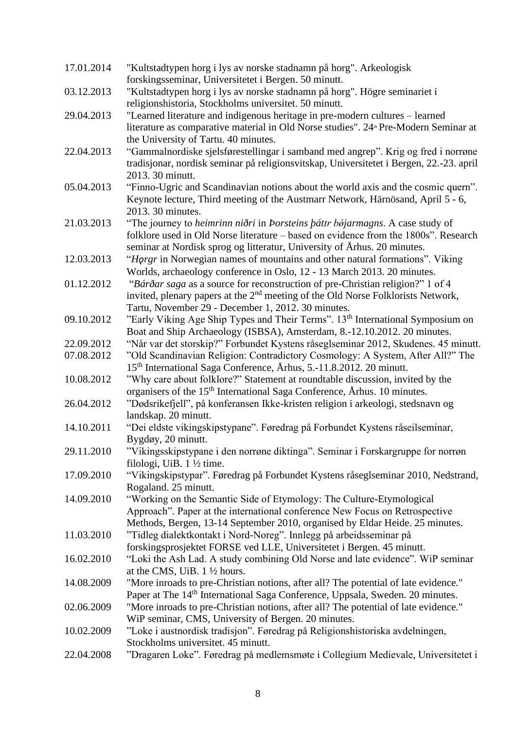| | |
|---|---|
| 17.01.2014 | "Kultstadtypen horg i lys av norske stadnamn på horg". Arkeologisk forskingsseminar, Universitetet i Bergen. 50 minutt. |
| 03.12.2013 | "Kultstadtypen horg i lys av norske stadnamn på horg". Högre seminariet i religionshistoria, Stockholms universitet. 50 minutt. |
| 29.04.2013 | "Learned literature and indigenous heritage in pre-modern cultures – learned literature as comparative material in Old Norse studies". 24th Pre-Modern Seminar at the University of Tartu. 40 minutes. |
| 22.04.2013 | "Gammalnordiske sjelsførestellingar i samband med angrep". Krig og fred i norrøne tradisjonar, nordisk seminar på religionsvitskap, Universitetet i Bergen, 22.-23. april 2013. 30 minutt. |
| 05.04.2013 | "Finno-Ugric and Scandinavian notions about the world axis and the cosmic quern". Keynote lecture, Third meeting of the Austmarr Network, Härnösand, April 5 - 6, 2013. 30 minutes. |
| 21.03.2013 | "The journey to *heimrinn niðri* in *Þorsteins þáttr bǿjarmagns*. A case study of folklore used in Old Norse literature – based on evidence from the 1800s". Research seminar at Nordisk sprog og litteratur, University of Århus. 20 minutes. |
| 12.03.2013 | "*Hǫrgr* in Norwegian names of mountains and other natural formations". Viking Worlds, archaeology conference in Oslo, 12 - 13 March 2013. 20 minutes. |
| 01.12.2012 | "*Bárðar saga* as a source for reconstruction of pre-Christian religion?" 1 of 4 invited, plenary papers at the 2nd meeting of the Old Norse Folklorists Network, Tartu, November 29 - December 1, 2012. 30 minutes. |
| 09.10.2012 | "Early Viking Age Ship Types and Their Terms". 13th International Symposium on Boat and Ship Archaeology (ISBSA), Amsterdam, 8.-12.10.2012. 20 minutes. |
| 22.09.2012 | "Når var det storskip?" Forbundet Kystens råseglseminar 2012, Skudenes. 45 minutt. |
| 07.08.2012 | "Old Scandinavian Religion: Contradictory Cosmology: A System, After All?" The 15th International Saga Conference, Århus, 5.-11.8.2012. 20 minutt. |
| 10.08.2012 | "Why care about folklore?" Statement at roundtable discussion, invited by the organisers of the 15th International Saga Conference, Århus. 10 minutes. |
| 26.04.2012 | "Dødsrikefjell", på konferansen Ikke-kristen religion i arkeologi, stedsnavn og landskap. 20 minutt. |
| 14.10.2011 | "Dei eldste vikingskipstypane". Føredrag på Forbundet Kystens råseilseminar, Bygdøy, 20 minutt. |
| 29.11.2010 | "Vikingsskipstypane i den norrøne diktinga". Seminar i Forskargruppe for norrøn filologi, UiB. 1 ½ time. |
| 17.09.2010 | "Vikingskipstypar". Føredrag på Forbundet Kystens råseglseminar 2010, Nedstrand, Rogaland. 25 minutt. |
| 14.09.2010 | "Working on the Semantic Side of Etymology: The Culture-Etymological Approach". Paper at the international conference New Focus on Retrospective Methods, Bergen, 13-14 September 2010, organised by Eldar Heide. 25 minutes. |
| 11.03.2010 | "Tidleg dialektkontakt i Nord-Noreg". Innlegg på arbeidsseminar på forskingsprosjektet FORSE ved LLE, Universitetet i Bergen. 45 minutt. |
| 16.02.2010 | "Loki the Ash Lad. A study combining Old Norse and late evidence". WiP seminar at the CMS, UiB. 1 ½ hours. |
| 14.08.2009 | "More inroads to pre-Christian notions, after all? The potential of late evidence." Paper at The 14th International Saga Conference, Uppsala, Sweden. 20 minutes. |
| 02.06.2009 | "More inroads to pre-Christian notions, after all? The potential of late evidence." WiP seminar, CMS, University of Bergen. 20 minutes. |
| 10.02.2009 | "Loke i austnordisk tradisjon". Føredrag på Religionshistoriska avdelningen, Stockholms universitet. 45 minutt. |
| 22.04.2008 | "Dragaren Loke". Føredrag på medlemsmøte i Collegium Medievale, Universitetet i |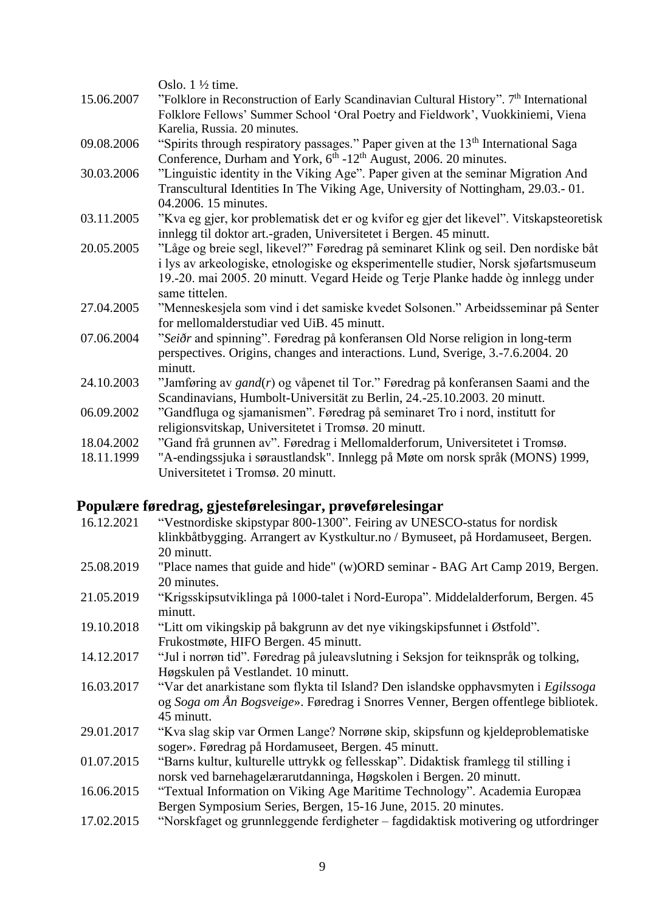| | |
|---|---|
| | Oslo. 1 ½ time. |
| 15.06.2007 | ”Folklore in Reconstruction of Early Scandinavian Cultural History”. 7th International Folklore Fellows’ Summer School ‘Oral Poetry and Fieldwork’, Vuokkiniemi, Viena Karelia, Russia. 20 minutes. |
| 09.08.2006 | “Spirits through respiratory passages.” Paper given at the 13th International Saga Conference, Durham and York, 6th -12th August, 2006. 20 minutes. |
| 30.03.2006 | ”Linguistic identity in the Viking Age”. Paper given at the seminar Migration And Transcultural Identities In The Viking Age, University of Nottingham, 29.03.- 01. 04.2006. 15 minutes. |
| 03.11.2005 | ”Kva eg gjer, kor problematisk det er og kvifor eg gjer det likevel”. Vitskapsteoretisk innlegg til doktor art.-graden, Universitetet i Bergen. 45 minutt. |
| 20.05.2005 | ”Låge og breie segl, likevel?” Føredrag på seminaret Klink og seil. Den nordiske båt i lys av arkeologiske, etnologiske og eksperimentelle studier, Norsk sjøfartsmuseum 19.-20. mai 2005. 20 minutt. Vegard Heide og Terje Planke hadde òg innlegg under same tittelen. |
| 27.04.2005 | ”Menneskesjela som vind i det samiske kvedet Solsonen.” Arbeidsseminar på Senter for mellomalderstudiar ved UiB. 45 minutt. |
| 07.06.2004 | ”*Seiðr* and spinning”. Føredrag på konferansen Old Norse religion in long-term perspectives. Origins, changes and interactions. Lund, Sverige, 3.-7.6.2004. 20 minutt. |
| 24.10.2003 | ”Jamføring av *gand*(*r*) og våpenet til Tor.” Føredrag på konferansen Saami and the Scandinavians, Humbolt-Universität zu Berlin, 24.-25.10.2003. 20 minutt. |
| 06.09.2002 | ”Gandfluga og sjamanismen”. Føredrag på seminaret Tro i nord, institutt for religionsvitskap, Universitetet i Tromsø. 20 minutt. |
| 18.04.2002 | ”Gand frå grunnen av”. Føredrag i Mellomalderforum, Universitetet i Tromsø. |
| 18.11.1999 | "A-endingssjuka i søraustlandsk". Innlegg på Møte om norsk språk (MONS) 1999, Universitetet i Tromsø. 20 minutt. |

## Populære føredrag, gjesteførelesingar, prøveførelesingar

| | |
|---|---|
| 16.12.2021 | “Vestnordiske skipstypar 800-1300”. Feiring av UNESCO-status for nordisk klinkbåtbygging. Arrangert av Kystkultur.no / Bymuseet, på Hordamuseet, Bergen. 20 minutt. |
| 25.08.2019 | "Place names that guide and hide" (w)ORD seminar - BAG Art Camp 2019, Bergen. 20 minutes. |
| 21.05.2019 | “Krigsskipsutviklinga på 1000-talet i Nord-Europa”. Middelalderforum, Bergen. 45 minutt. |
| 19.10.2018 | “Litt om vikingskip på bakgrunn av det nye vikingskipsfunnet i Østfold”. Frukostmøte, HIFO Bergen. 45 minutt. |
| 14.12.2017 | “Jul i norrøn tid”. Føredrag på juleavslutning i Seksjon for teiknspråk og tolking, Høgskulen på Vestlandet. 10 minutt. |
| 16.03.2017 | “Var det anarkistane som flykta til Island? Den islandske opphavsmyten i *Egilssoga* og *Soga om Ån Bogsveige*». Føredrag i Snorres Venner, Bergen offentlege bibliotek. 45 minutt. |
| 29.01.2017 | “Kva slag skip var Ormen Lange? Norrøne skip, skipsfunn og kjeldeproblematiske soger». Føredrag på Hordamuseet, Bergen. 45 minutt. |
| 01.07.2015 | “Barns kultur, kulturelle uttrykk og fellesskap”. Didaktisk framlegg til stilling i norsk ved barnehagelærarutdanninga, Høgskolen i Bergen. 20 minutt. |
| 16.06.2015 | “Textual Information on Viking Age Maritime Technology”. Academia Europæa Bergen Symposium Series, Bergen, 15-16 June, 2015. 20 minutes. |
| 17.02.2015 | “Norskfaget og grunnleggende ferdigheter – fagdidaktisk motivering og utfordringer |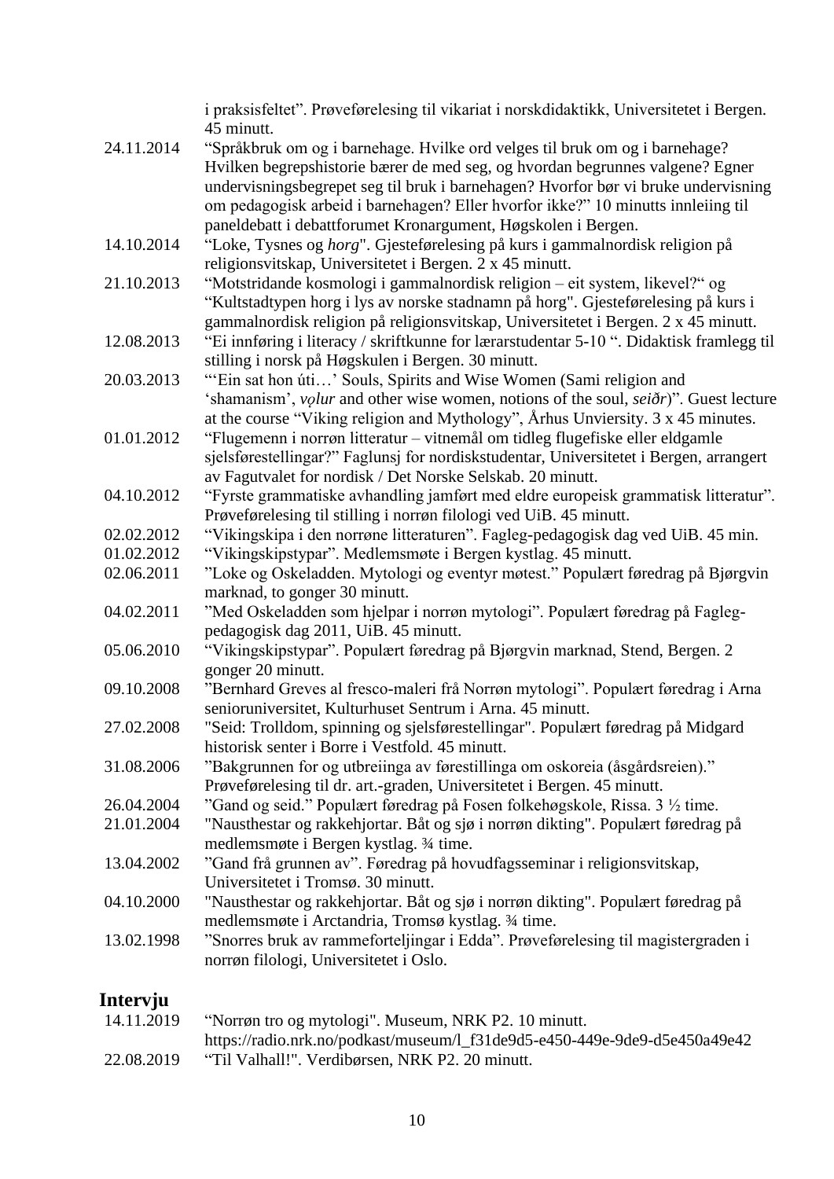i praksisfeltet". Prøveførelesing til vikariat i norskdidaktikk, Universitetet i Bergen. 45 minutt.

24.11.2014 "Språkbruk om og i barnehage. Hvilke ord velges til bruk om og i barnehage? Hvilken begrepshistorie bærer de med seg, og hvordan begrunnes valgene? Egner undervisningsbegrepet seg til bruk i barnehagen? Hvorfor bør vi bruke undervisning om pedagogisk arbeid i barnehagen? Eller hvorfor ikke?" 10 minutts innleiing til paneldebatt i debattforumet Kronargument, Høgskolen i Bergen.

14.10.2014 "Loke, Tysnes og *horg*". Gjesteførelesing på kurs i gammalnordisk religion på religionsvitskap, Universitetet i Bergen. 2 x 45 minutt.

21.10.2013 "Motstridande kosmologi i gammalnordisk religion – eit system, likevel?" og "Kultstadtypen horg i lys av norske stadnamn på horg". Gjesteførelesing på kurs i gammalnordisk religion på religionsvitskap, Universitetet i Bergen. 2 x 45 minutt.

12.08.2013 "Ei innføring i literacy / skriftkunne for lærarstudentar 5-10 ". Didaktisk framlegg til stilling i norsk på Høgskulen i Bergen. 30 minutt.

20.03.2013 "'Ein sat hon úti…' Souls, Spirits and Wise Women (Sami religion and 'shamanism', *vǫlur* and other wise women, notions of the soul, *seiðr*)". Guest lecture at the course "Viking religion and Mythology", Århus Unviersity. 3 x 45 minutes.

01.01.2012 "Flugemenn i norrøn litteratur – vitnemål om tidleg flugefiske eller eldgamle sjelsførestellingar?" Faglunsj for nordiskstudentar, Universitetet i Bergen, arrangert av Fagutvalet for nordisk / Det Norske Selskab. 20 minutt.

04.10.2012 "Fyrste grammatiske avhandling jamført med eldre europeisk grammatisk litteratur". Prøveførelesing til stilling i norrøn filologi ved UiB. 45 minutt.

02.02.2012 "Vikingskipa i den norrøne litteraturen". Fagleg-pedagogisk dag ved UiB. 45 min.

01.02.2012 "Vikingskipstypar". Medlemsmøte i Bergen kystlag. 45 minutt.

02.06.2011 "Loke og Oskeladden. Mytologi og eventyr møtest." Populært føredrag på Bjørgvin marknad, to gonger 30 minutt.

04.02.2011 "Med Oskeladden som hjelpar i norrøn mytologi". Populært føredrag på Fagleg-pedagogisk dag 2011, UiB. 45 minutt.

05.06.2010 "Vikingskipstypar". Populært føredrag på Bjørgvin marknad, Stend, Bergen. 2 gonger 20 minutt.

09.10.2008 "Bernhard Greves al fresco-maleri frå Norrøn mytologi". Populært føredrag i Arna senioruniversitet, Kulturhuset Sentrum i Arna. 45 minutt.

27.02.2008 "Seid: Trolldom, spinning og sjelsførestellingar". Populært føredrag på Midgard historisk senter i Borre i Vestfold. 45 minutt.

31.08.2006 "Bakgrunnen for og utbreiinga av førestillinga om oskoreia (åsgårdsreien)." Prøveførelesing til dr. art.-graden, Universitetet i Bergen. 45 minutt.

26.04.2004 "Gand og seid." Populært føredrag på Fosen folkehøgskole, Rissa. 3 ½ time.

21.01.2004 "Nausthestar og rakkehjortar. Båt og sjø i norrøn dikting". Populært føredrag på medlemsmøte i Bergen kystlag. ¾ time.

13.04.2002 "Gand frå grunnen av". Føredrag på hovudfagsseminar i religionsvitskap, Universitetet i Tromsø. 30 minutt.

04.10.2000 "Nausthestar og rakkehjortar. Båt og sjø i norrøn dikting". Populært føredrag på medlemsmøte i Arctandria, Tromsø kystlag. ¾ time.

13.02.1998 "Snorres bruk av rammeforteljingar i Edda". Prøveførelesing til magistergraden i norrøn filologi, Universitetet i Oslo.

## Intervju

14.11.2019 "Norrøn tro og mytologi". Museum, NRK P2. 10 minutt. https://radio.nrk.no/podkast/museum/l_f31de9d5-e450-449e-9de9-d5e450a49e42

22.08.2019 "Til Valhall!". Verdibørsen, NRK P2. 20 minutt.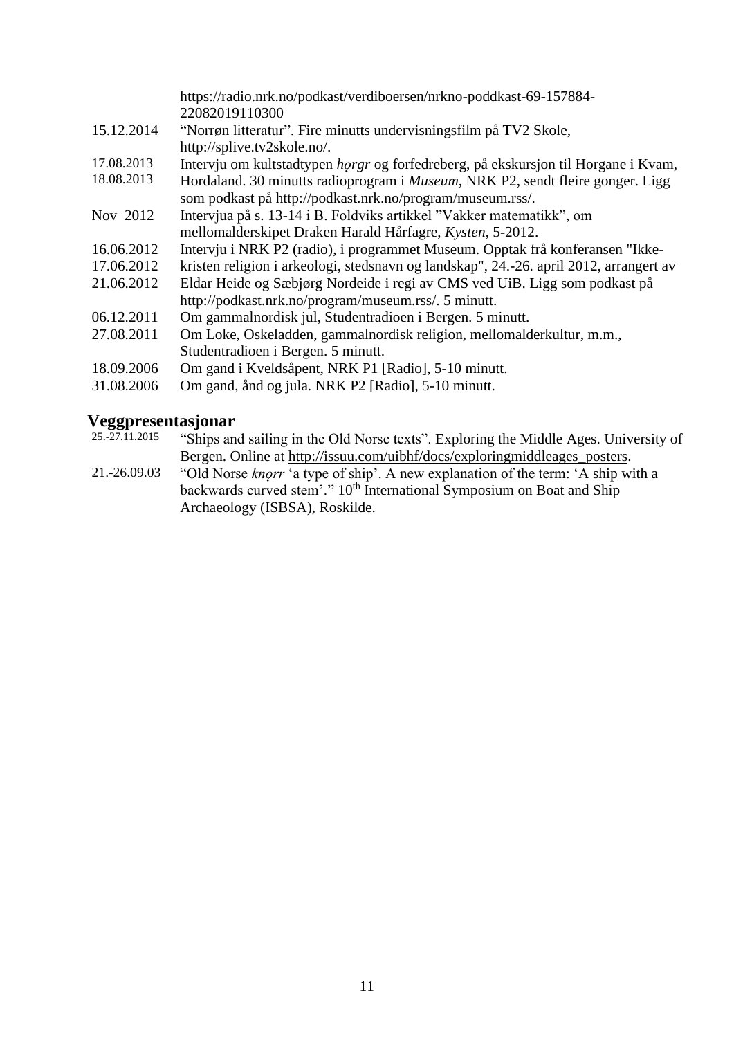| | |
|---|---|
| | https://radio.nrk.no/podkast/verdiboersen/nrkno-poddkast-69-157884-22082019110300 |
| 15.12.2014 | "Norrøn litteratur". Fire minutts undervisningsfilm på TV2 Skole, http://splive.tv2skole.no/. |
| 17.08.2013<br>18.08.2013 | Intervju om kultstadtypen *hǫrgr* og forfedreberg, på ekskursjon til Horgane i Kvam, Hordaland. 30 minutts radioprogram i *Museum*, NRK P2, sendt fleire gonger. Ligg som podkast på http://podkast.nrk.no/program/museum.rss/. |
| Nov 2012 | Intervjua på s. 13-14 i B. Foldviks artikkel "Vakker matematikk", om mellomalderskipet Draken Harald Hårfagre, *Kysten*, 5-2012. |
| 16.06.2012<br>17.06.2012<br>21.06.2012 | Intervju i NRK P2 (radio), i programmet Museum. Opptak frå konferansen "Ikke-kristen religion i arkeologi, stedsnavn og landskap", 24.-26. april 2012, arrangert av Eldar Heide og Sæbjørg Nordeide i regi av CMS ved UiB. Ligg som podkast på http://podkast.nrk.no/program/museum.rss/. 5 minutt. |
| 06.12.2011 | Om gammalnordisk jul, Studentradioen i Bergen. 5 minutt. |
| 27.08.2011 | Om Loke, Oskeladden, gammalnordisk religion, mellomalderkultur, m.m., Studentradioen i Bergen. 5 minutt. |
| 18.09.2006 | Om gand i Kveldsåpent, NRK P1 [Radio], 5-10 minutt. |
| 31.08.2006 | Om gand, ånd og jula. NRK P2 [Radio], 5-10 minutt. |

## Veggpresentasjonar

| | |
|---|---|
| 25.-27.11.2015 | "Ships and sailing in the Old Norse texts". Exploring the Middle Ages. University of Bergen. Online at http://issuu.com/uibhf/docs/exploringmiddleages_posters. |
| 21.-26.09.03 | "Old Norse *knǫrr* 'a type of ship'. A new explanation of the term: 'A ship with a backwards curved stem'." 10th International Symposium on Boat and Ship Archaeology (ISBSA), Roskilde. |